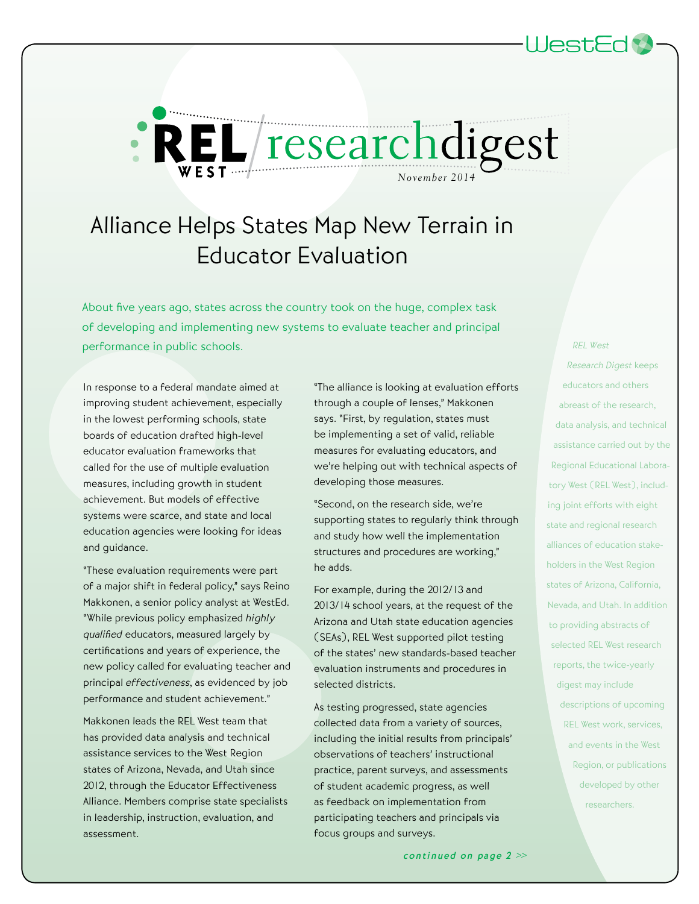# REL West research digest

*November 2014*

## Alliance Helps States Map New Terrain in Educator Evaluation

About five years ago, states across the country took on the huge, complex task of developing and implementing new systems to evaluate teacher and principal performance in public schools.

In response to a federal mandate aimed at improving student achievement, especially in the lowest performing schools, state boards of education drafted high-level educator evaluation frameworks that called for the use of multiple evaluation measures, including growth in student achievement. But models of effective systems were scarce, and state and local education agencies were looking for ideas and guidance.

"These evaluation requirements were part of a major shift in federal policy," says Reino Makkonen, a senior policy analyst at WestEd. "While previous policy emphasized *highly qualified* educators, measured largely by certifications and years of experience, the new policy called for evaluating teacher and principal *effectiveness*, as evidenced by job performance and student achievement."

Makkonen leads the REL West team that has provided data analysis and technical assistance services to the West Region states of Arizona, Nevada, and Utah since 2012, through the Educator Effectiveness Alliance. Members comprise state specialists in leadership, instruction, evaluation, and assessment.

"The alliance is looking at evaluation efforts through a couple of lenses," Makkonen says. "First, by regulation, states must be implementing a set of valid, reliable measures for evaluating educators, and we're helping out with technical aspects of developing those measures.

"Second, on the research side, we're supporting states to regularly think through and study how well the implementation structures and procedures are working," he adds.

For example, during the 2012/13 and 2013/14 school years, at the request of the Arizona and Utah state education agencies (SEAs), REL West supported pilot testing of the states' new standards-based teacher evaluation instruments and procedures in selected districts.

As testing progressed, state agencies collected data from a variety of sources, including the initial results from principals' observations of teachers' instructional practice, parent surveys, and assessments of student academic progress, as well as feedback on implementation from participating teachers and principals via focus groups and surveys.

*continued on page 2 >>*

*REL West Research Digest* keeps educators and others abreast of the research, data analysis, and technical assistance carried out by the Regional Educational Laboratory West (REL West), including joint efforts with eight state and regional research alliances of education stakeholders in the West Region states of Arizona, California, Nevada, and Utah. In addition to providing abstracts of selected REL West research reports, the twice-yearly digest may include descriptions of upcoming REL West work, services, and events in the West Region, or publications developed by other researchers.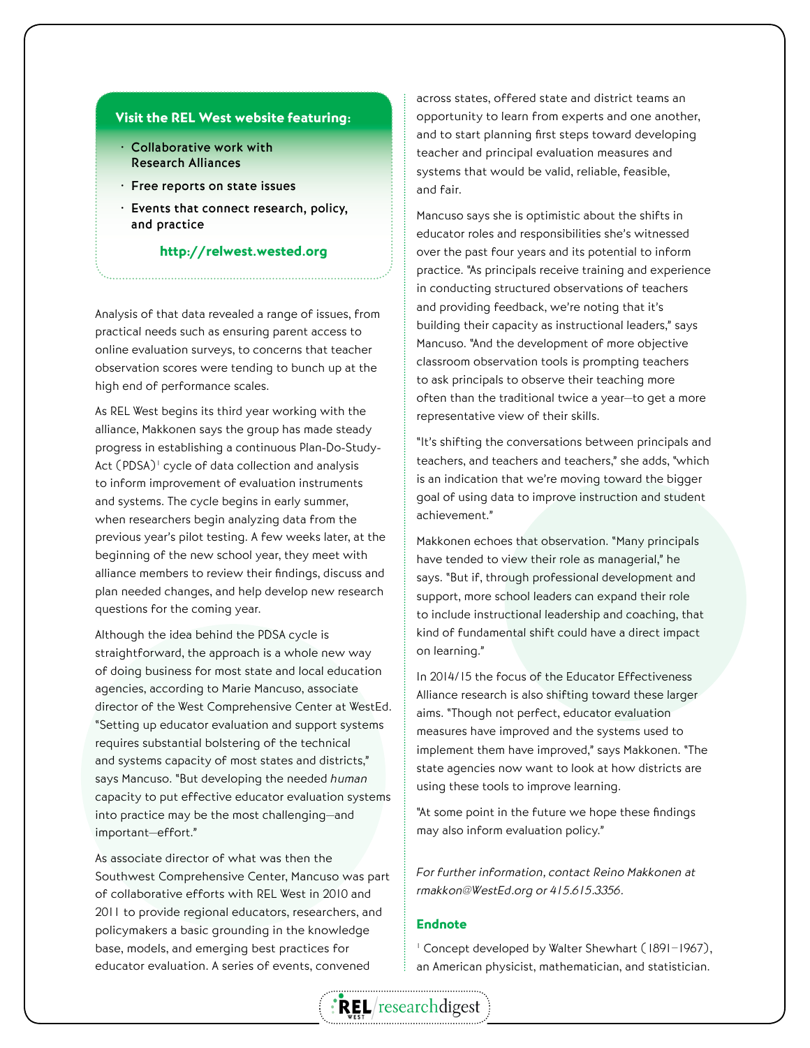**Visit the REL West website featuring:**

- Collaborative work with Research Alliances
- Free reports on state issues
- Events that connect research, policy, and practice

**http://relwest.wested.org**

Analysis of that data revealed a range of issues, from practical needs such as ensuring parent access to online evaluation surveys, to concerns that teacher observation scores were tending to bunch up at the high end of performance scales.

As REL West begins its third year working with the alliance, Makkonen says the group has made steady progress in establishing a continuous Plan-Do-Study-Act (PDSA)[1] cycle of data collection and analysis to inform improvement of evaluation instruments and systems. The cycle begins in early summer, when researchers begin analyzing data from the previous year's pilot testing. A few weeks later, at the beginning of the new school year, they meet with alliance members to review their findings, discuss and plan needed changes, and help develop new research questions for the coming year.

Although the idea behind the PDSA cycle is straightforward, the approach is a whole new way of doing business for most state and local education agencies, according to Marie Mancuso, associate director of the West Comprehensive Center at WestEd. "Setting up educator evaluation and support systems requires substantial bolstering of the technical and systems capacity of most states and districts," says Mancuso. "But developing the needed *human* capacity to put effective educator evaluation systems into practice may be the most challenging—and important—effort."

As associate director of what was then the Southwest Comprehensive Center, Mancuso was part of collaborative efforts with REL West in 2010 and 2011 to provide regional educators, researchers, and policymakers a basic grounding in the knowledge base, models, and emerging best practices for educator evaluation. A series of events, convened across states, offered state and district teams an opportunity to learn from experts and one another, and to start planning first steps toward developing teacher and principal evaluation measures and systems that would be valid, reliable, feasible, and fair.

Mancuso says she is optimistic about the shifts in educator roles and responsibilities she's witnessed over the past four years and its potential to inform practice. "As principals receive training and experience in conducting structured observations of teachers and providing feedback, we're noting that it's building their capacity as instructional leaders," says Mancuso. "And the development of more objective classroom observation tools is prompting teachers to ask principals to observe their teaching more often than the traditional twice a year—to get a more representative view of their skills.

"It's shifting the conversations between principals and teachers, and teachers and teachers," she adds, "which is an indication that we're moving toward the bigger goal of using data to improve instruction and student achievement."

Makkonen echoes that observation. "Many principals have tended to view their role as managerial," he says. "But if, through professional development and support, more school leaders can expand their role to include instructional leadership and coaching, that kind of fundamental shift could have a direct impact on learning."

In 2014/15 the focus of the Educator Effectiveness Alliance research is also shifting toward these larger aims. "Though not perfect, educator evaluation measures have improved and the systems used to implement them have improved," says Makkonen. "The state agencies now want to look at how districts are using these tools to improve learning.

"At some point in the future we hope these findings may also inform evaluation policy."

*For further information, contact Reino Makkonen at rmakkon@WestEd.org or 415.615.3356.*

## Endnote

[1] Concept developed by Walter Shewhart (1891–1967), an American physicist, mathematician, and statistician.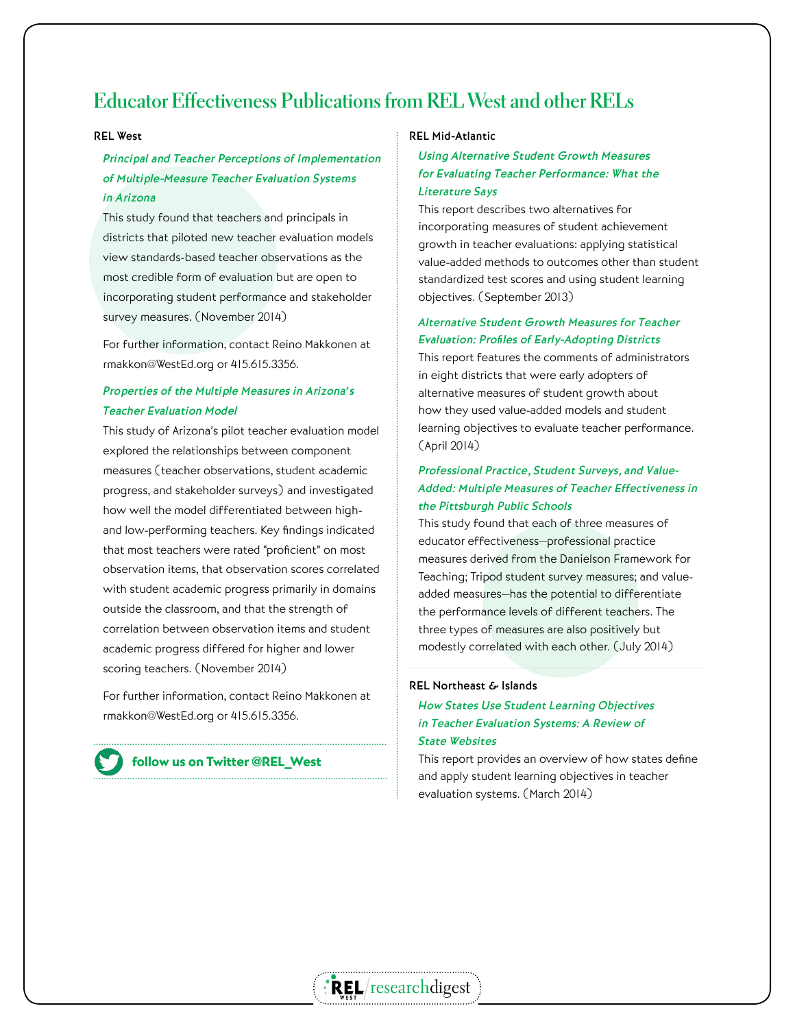# Educator Effectiveness Publications from REL West and other RELs

## REL West

***Principal and Teacher Perceptions of Implementation of Multiple-Measure Teacher Evaluation Systems in Arizona***

This study found that teachers and principals in districts that piloted new teacher evaluation models view standards-based teacher observations as the most credible form of evaluation but are open to incorporating student performance and stakeholder survey measures. (November 2014)

For further information, contact Reino Makkonen at rmakkon@WestEd.org or 415.615.3356.

***Properties of the Multiple Measures in Arizona's Teacher Evaluation Model***

This study of Arizona's pilot teacher evaluation model explored the relationships between component measures (teacher observations, student academic progress, and stakeholder surveys) and investigated how well the model differentiated between high- and low-performing teachers. Key findings indicated that most teachers were rated "proficient" on most observation items, that observation scores correlated with student academic progress primarily in domains outside the classroom, and that the strength of correlation between observation items and student academic progress differed for higher and lower scoring teachers. (November 2014)

For further information, contact Reino Makkonen at rmakkon@WestEd.org or 415.615.3356.

**follow us on Twitter @REL_West**

## REL Mid-Atlantic

***Using Alternative Student Growth Measures for Evaluating Teacher Performance: What the Literature Says***

This report describes two alternatives for incorporating measures of student achievement growth in teacher evaluations: applying statistical value-added methods to outcomes other than student standardized test scores and using student learning objectives. (September 2013)

***Alternative Student Growth Measures for Teacher Evaluation: Profiles of Early-Adopting Districts***

This report features the comments of administrators in eight districts that were early adopters of alternative measures of student growth about how they used value-added models and student learning objectives to evaluate teacher performance. (April 2014)

***Professional Practice, Student Surveys, and Value-Added: Multiple Measures of Teacher Effectiveness in the Pittsburgh Public Schools***

This study found that each of three measures of educator effectiveness—professional practice measures derived from the Danielson Framework for Teaching; Tripod student survey measures; and value-added measures—has the potential to differentiate the performance levels of different teachers. The three types of measures are also positively but modestly correlated with each other. (July 2014)

## REL Northeast & Islands

***How States Use Student Learning Objectives in Teacher Evaluation Systems: A Review of State Websites***

This report provides an overview of how states define and apply student learning objectives in teacher evaluation systems. (March 2014)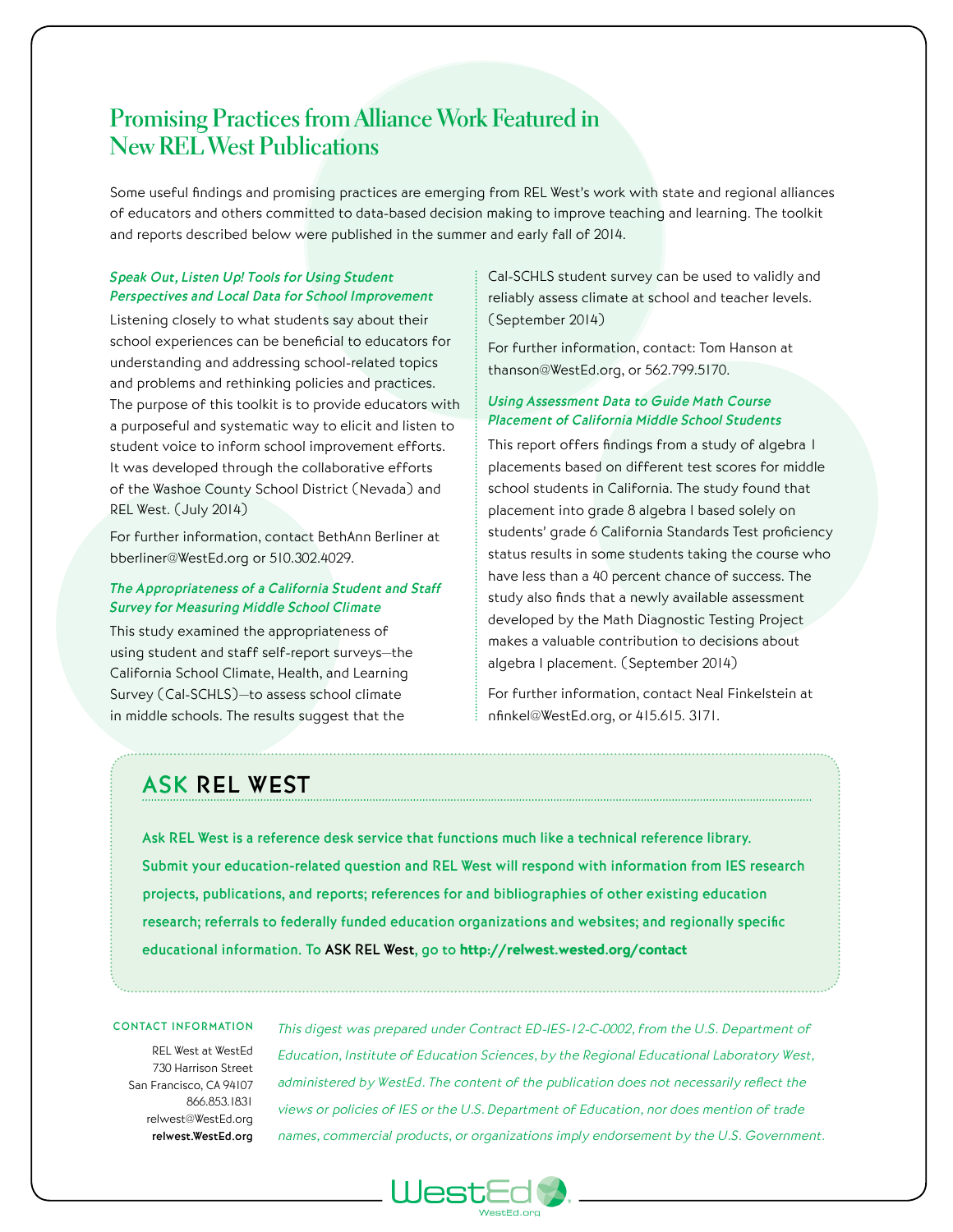## Promising Practices from Alliance Work Featured in New REL West Publications

Some useful findings and promising practices are emerging from REL West's work with state and regional alliances of educators and others committed to data-based decision making to improve teaching and learning. The toolkit and reports described below were published in the summer and early fall of 2014.

### *Speak Out, Listen Up! Tools for Using Student Perspectives and Local Data for School Improvement*

Listening closely to what students say about their school experiences can be beneficial to educators for understanding and addressing school-related topics and problems and rethinking policies and practices. The purpose of this toolkit is to provide educators with a purposeful and systematic way to elicit and listen to student voice to inform school improvement efforts. It was developed through the collaborative efforts of the Washoe County School District (Nevada) and REL West. (July 2014)

For further information, contact BethAnn Berliner at bberliner@WestEd.org or 510.302.4029.

### *The Appropriateness of a California Student and Staff Survey for Measuring Middle School Climate*

This study examined the appropriateness of using student and staff self-report surveys—the California School Climate, Health, and Learning Survey (Cal-SCHLS)—to assess school climate in middle schools. The results suggest that the Cal-SCHLS student survey can be used to validly and reliably assess climate at school and teacher levels. (September 2014)

For further information, contact: Tom Hanson at thanson@WestEd.org, or 562.799.5170.

### *Using Assessment Data to Guide Math Course Placement of California Middle School Students*

This report offers findings from a study of algebra I placements based on different test scores for middle school students in California. The study found that placement into grade 8 algebra I based solely on students' grade 6 California Standards Test proficiency status results in some students taking the course who have less than a 40 percent chance of success. The study also finds that a newly available assessment developed by the Math Diagnostic Testing Project makes a valuable contribution to decisions about algebra I placement. (September 2014)

For further information, contact Neal Finkelstein at nfinkel@WestEd.org, or 415.615. 3171.

## ASK REL WEST

**Ask REL West is a reference desk service that functions much like a technical reference library. Submit your education-related question and REL West will respond with information from IES research projects, publications, and reports; references for and bibliographies of other existing education research; referrals to federally funded education organizations and websites; and regionally specific educational information. To ASK REL West, go to http://relwest.wested.org/contact**

**CONTACT INFORMATION**

REL West at WestEd
730 Harrison Street
San Francisco, CA 94107
866.853.1831
relwest@WestEd.org
**relwest.WestEd.org**

*This digest was prepared under Contract ED-IES-12-C-0002, from the U.S. Department of Education, Institute of Education Sciences, by the Regional Educational Laboratory West, administered by WestEd. The content of the publication does not necessarily reflect the views or policies of IES or the U.S. Department of Education, nor does mention of trade names, commercial products, or organizations imply endorsement by the U.S. Government.*

WestEd
WestEd.org